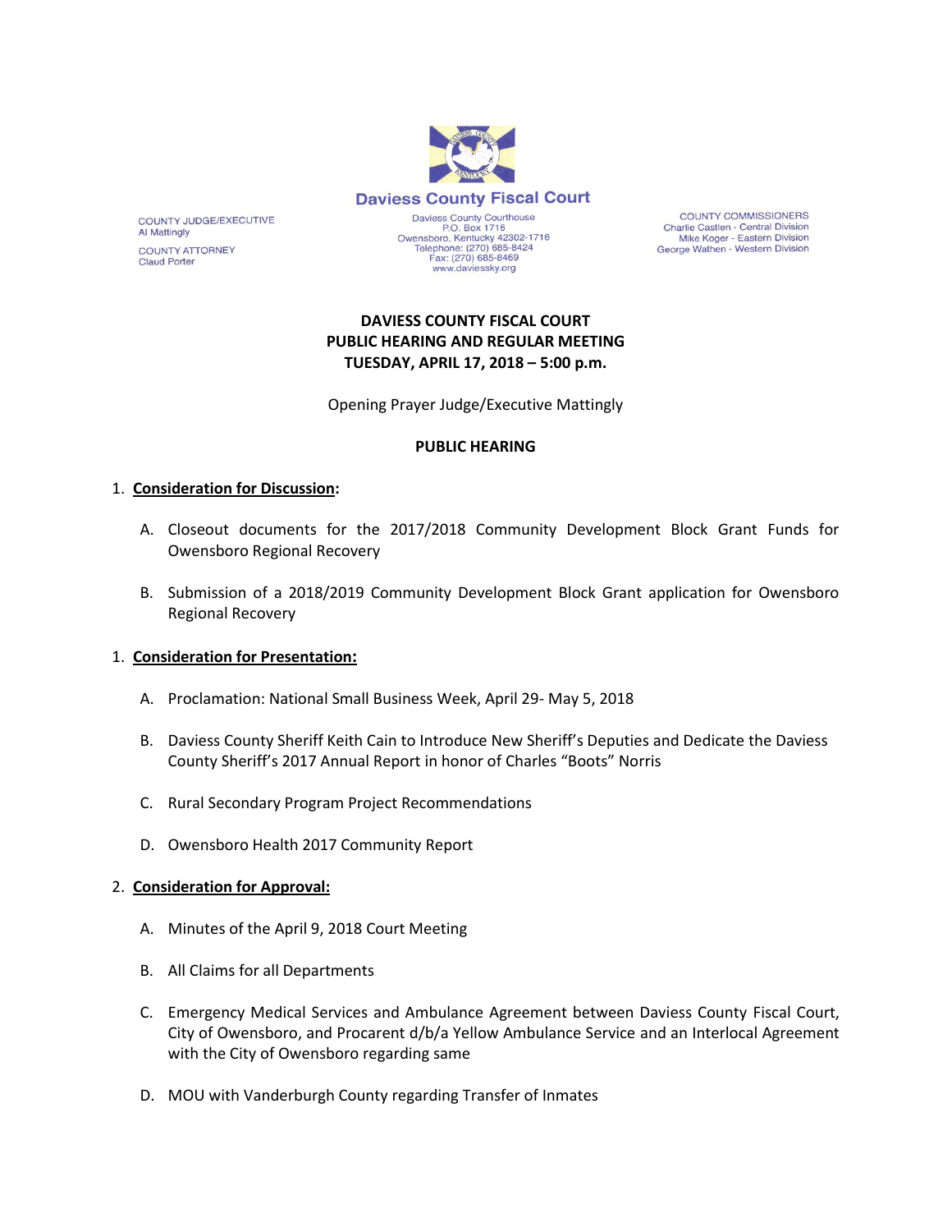**Daviess County Fiscal Court**

Daviess County Courthouse
P.O. Box 1716
Owensboro, Kentucky 42302-1716
Telephone: (270) 685-8424
Fax: (270) 685-8469
www.daviessky.org

COUNTY JUDGE/EXECUTIVE
Al Mattingly

COUNTY ATTORNEY
Claud Porter

COUNTY COMMISSIONERS
Charlie Castlen - Central Division
Mike Koger - Eastern Division
George Wathen - Western Division

# DAVIESS COUNTY FISCAL COURT
## PUBLIC HEARING AND REGULAR MEETING
## TUESDAY, APRIL 17, 2018 – 5:00 p.m.

Opening Prayer Judge/Executive Mattingly

**PUBLIC HEARING**

1. **Consideration for Discussion:**

   A. Closeout documents for the 2017/2018 Community Development Block Grant Funds for Owensboro Regional Recovery

   B. Submission of a 2018/2019 Community Development Block Grant application for Owensboro Regional Recovery

1. **Consideration for Presentation:**

   A. Proclamation: National Small Business Week, April 29- May 5, 2018

   B. Daviess County Sheriff Keith Cain to Introduce New Sheriff's Deputies and Dedicate the Daviess County Sheriff's 2017 Annual Report in honor of Charles "Boots" Norris

   C. Rural Secondary Program Project Recommendations

   D. Owensboro Health 2017 Community Report

2. **Consideration for Approval:**

   A. Minutes of the April 9, 2018 Court Meeting

   B. All Claims for all Departments

   C. Emergency Medical Services and Ambulance Agreement between Daviess County Fiscal Court, City of Owensboro, and Procarent d/b/a Yellow Ambulance Service and an Interlocal Agreement with the City of Owensboro regarding same

   D. MOU with Vanderburgh County regarding Transfer of Inmates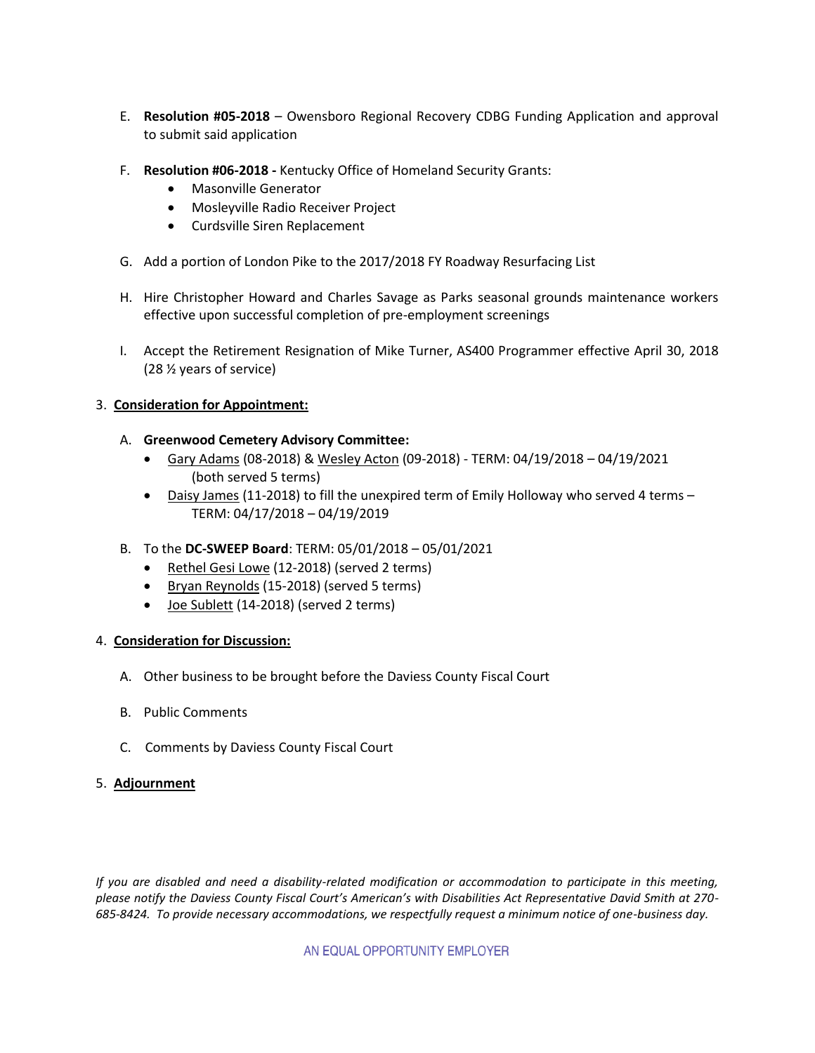E. **Resolution #05-2018** – Owensboro Regional Recovery CDBG Funding Application and approval to submit said application

F. **Resolution #06-2018 -** Kentucky Office of Homeland Security Grants:
   - Masonville Generator
   - Mosleyville Radio Receiver Project
   - Curdsville Siren Replacement

G. Add a portion of London Pike to the 2017/2018 FY Roadway Resurfacing List

H. Hire Christopher Howard and Charles Savage as Parks seasonal grounds maintenance workers effective upon successful completion of pre-employment screenings

I. Accept the Retirement Resignation of Mike Turner, AS400 Programmer effective April 30, 2018 (28 ½ years of service)

3. **Consideration for Appointment:**

   A. **Greenwood Cemetery Advisory Committee:**
      - Gary Adams (08-2018) & Wesley Acton (09-2018) - TERM: 04/19/2018 – 04/19/2021 (both served 5 terms)
      - Daisy James (11-2018) to fill the unexpired term of Emily Holloway who served 4 terms – TERM: 04/17/2018 – 04/19/2019

   B. To the **DC-SWEEP Board**: TERM: 05/01/2018 – 05/01/2021
      - Rethel Gesi Lowe (12-2018) (served 2 terms)
      - Bryan Reynolds (15-2018) (served 5 terms)
      - Joe Sublett (14-2018) (served 2 terms)

4. **Consideration for Discussion:**

   A. Other business to be brought before the Daviess County Fiscal Court

   B. Public Comments

   C. Comments by Daviess County Fiscal Court

5. **Adjournment**

*If you are disabled and need a disability-related modification or accommodation to participate in this meeting, please notify the Daviess County Fiscal Court's American's with Disabilities Act Representative David Smith at 270-685-8424. To provide necessary accommodations, we respectfully request a minimum notice of one-business day.*

AN EQUAL OPPORTUNITY EMPLOYER